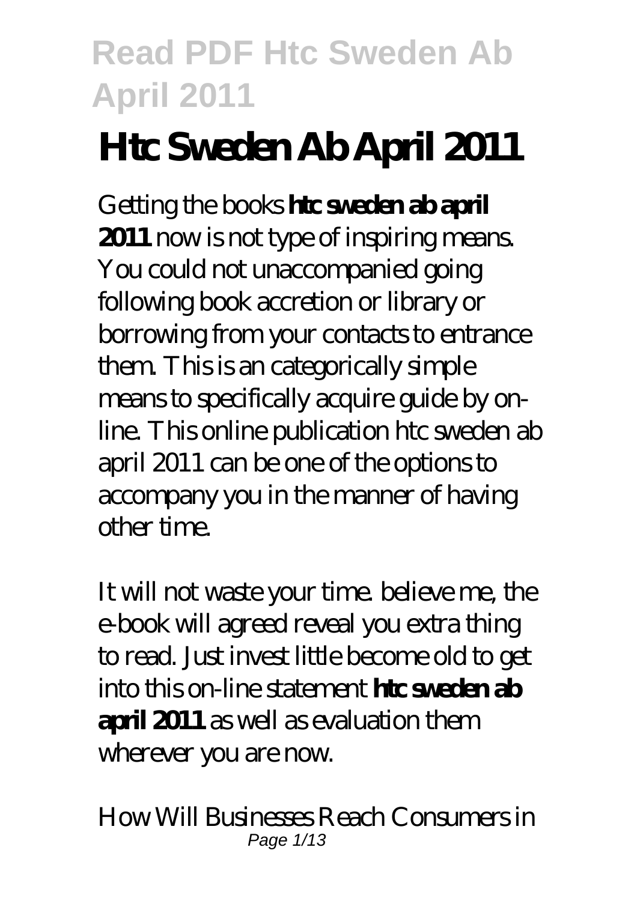# Htc Sweden Ab April 2011

Getting the books **htc sweden ab april 2011** now is not type of inspiring means. You could not unaccompanied going following book accretion or library or borrowing from your contacts to entrance them. This is an categorically simple means to specifically acquire guide by on-line. This online publication htc sweden ab april 2011 can be one of the options to accompany you in the manner of having other time.

It will not waste your time. believe me, the e-book will agreed reveal you extra thing to read. Just invest little become old to get into this on-line statement **htc sweden ab april 2011** as well as evaluation them wherever you are now.

*How Will Businesses Reach Consumers in*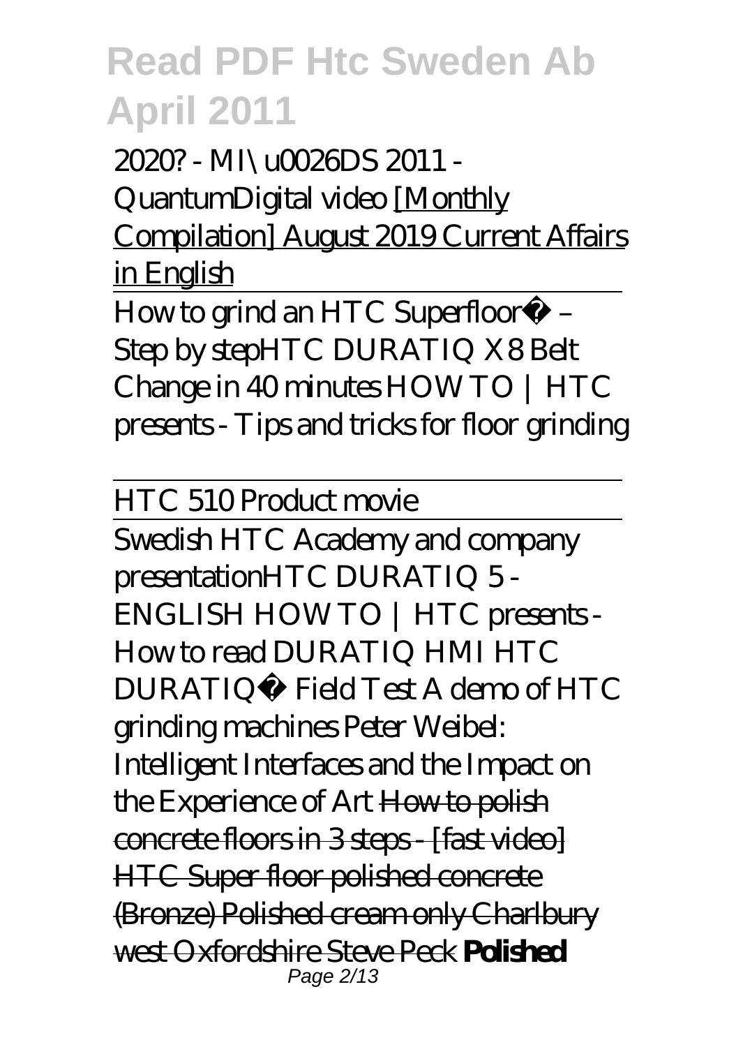2020? - MI\u0026DS 2011 - QuantumDigital video [Monthly Compilation] August 2019 Current Affairs in English

---

How to grind an HTC Superfloor™ – Step by step HTC DURATIQ X8 Belt Change in 40 minutes HOW TO | HTC presents - Tips and tricks for floor grinding

---

HTC 510 Product movie

---

Swedish HTC Academy and company presentation HTC DURATIQ 5 - ENGLISH HOW TO | HTC presents - How to read DURATIQ HMI HTC DURATIQ™ Field Test A demo of HTC grinding machines Peter Weibel: Intelligent Interfaces and the Impact on the Experience of Art ~~How to polish concrete floors in 3 steps - [fast video] HTC Super floor polished concrete (Bronze) Polished cream only Charlbury west Oxfordshire Steve Peck~~ **Polished**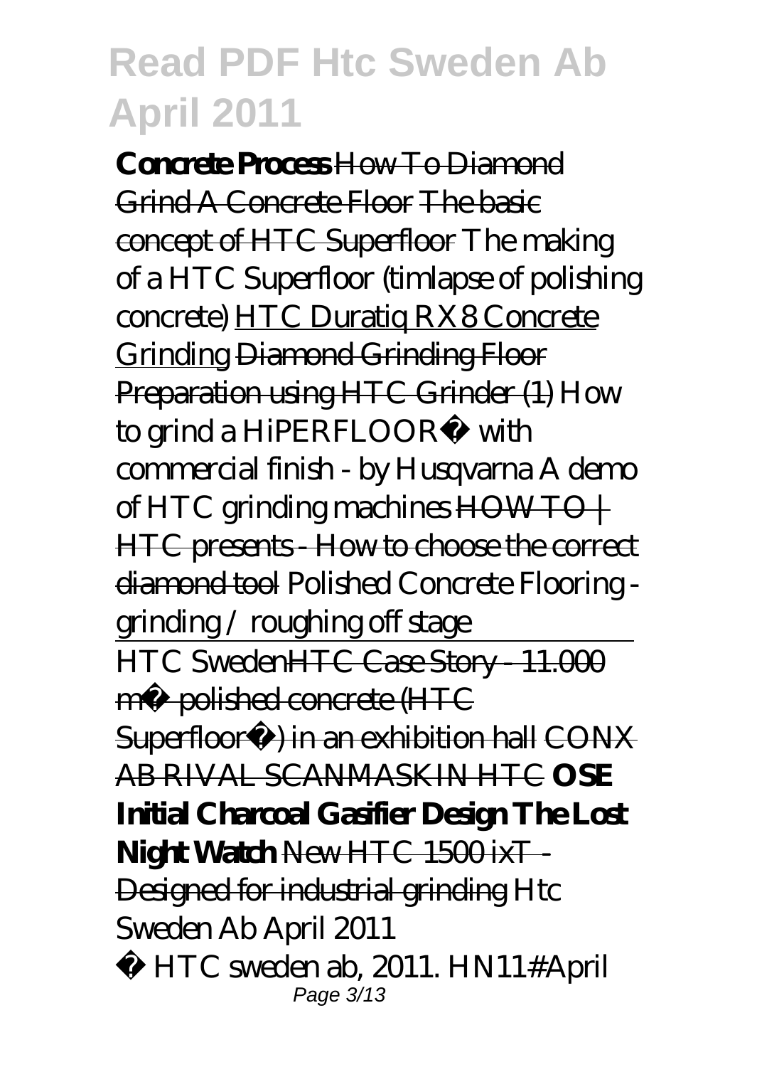**Concrete Process** How To Diamond Grind A Concrete Floor The basic concept of HTC Superfloor *The making of a HTC Superfloor (timlapse of polishing concrete)* HTC Duratiq RX8 Concrete Grinding Diamond Grinding Floor Preparation using HTC Grinder (1) *How to grind a HiPERFLOOR® with commercial finish - by Husqvarna A demo of HTC grinding machines* HOW TO | HTC presents - How to choose the correct diamond tool *Polished Concrete Flooring - grinding / roughing off stage*

HTC Sweden HTC Case Story - 11.000 m² polished concrete (HTC Superfloor™) in an exhibition hall CONX AB RIVAL SCANMASKIN HTC **OSE Initial Charcoal Gasifier Design The Lost Night Watch** New HTC 1500 ixT - Designed for industrial grinding *Htc Sweden Ab April 2011*

© HTC sweden ab, 2011. HN11#April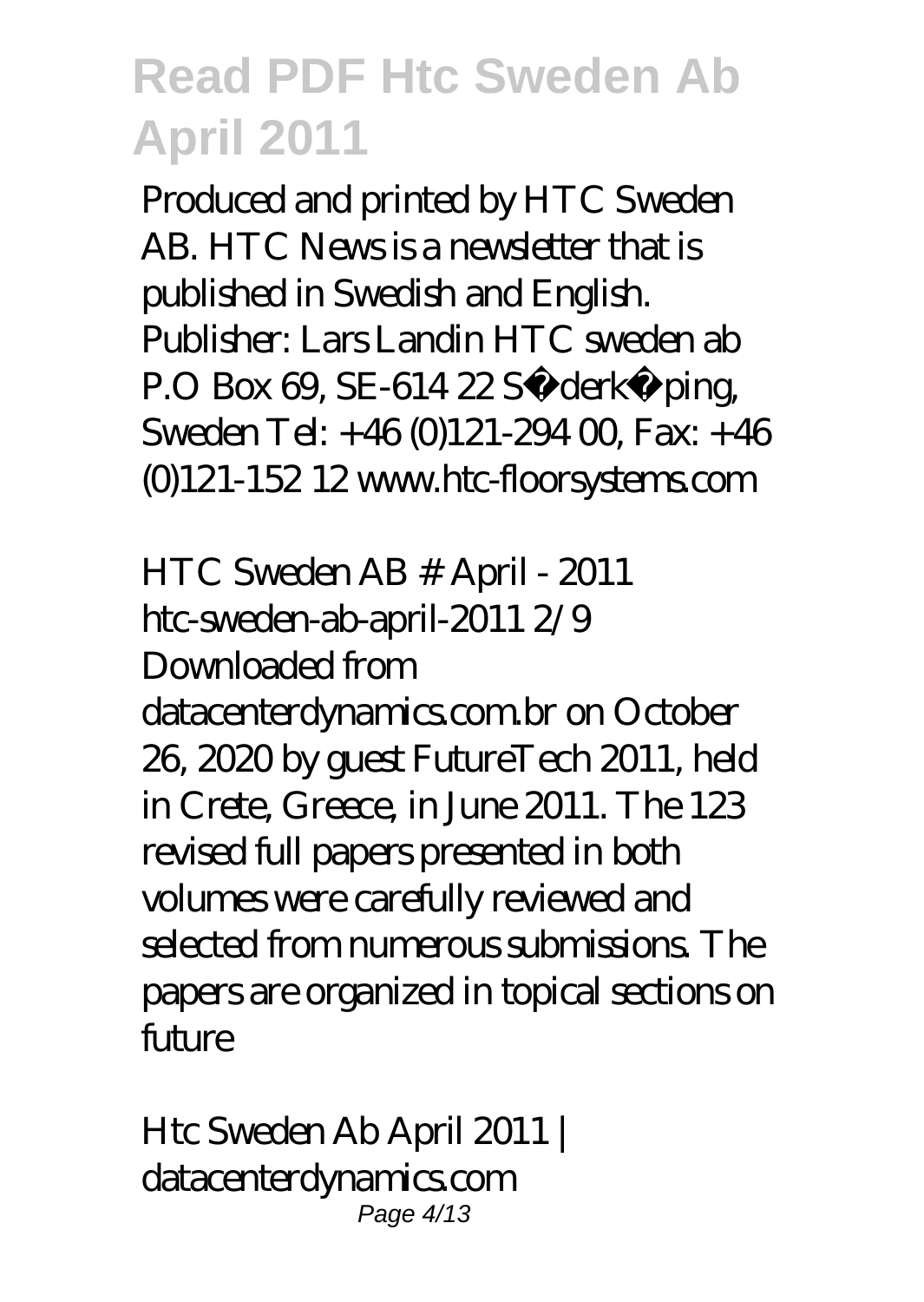Produced and printed by HTC Sweden AB. HTC News is a newsletter that is published in Swedish and English. Publisher: Lars Landin HTC sweden ab P.O Box 69, SE-614 22 S�derk�ping, Sweden Tel: +46 (0)121-294 00, Fax: +46 (0)121-152 12 www.htc-floorsystems.com

*HTC Sweden AB # April - 2011*

htc-sweden-ab-april-2011 2/9 Downloaded from datacenterdynamics.com.br on October 26, 2020 by guest FutureTech 2011, held in Crete, Greece, in June 2011. The 123 revised full papers presented in both volumes were carefully reviewed and selected from numerous submissions. The papers are organized in topical sections on future

*Htc Sweden Ab April 2011 | datacenterdynamics.com*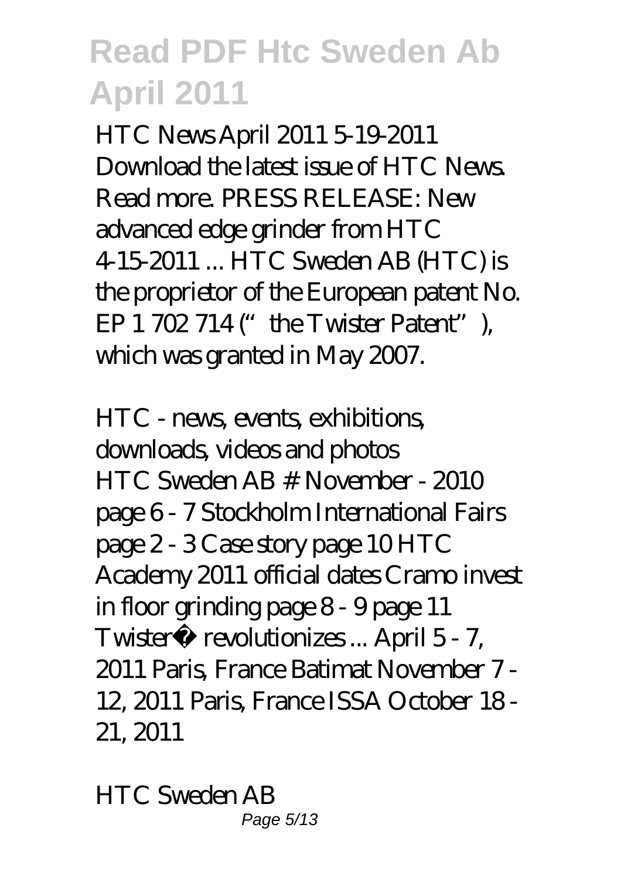HTC News April 2011 5-19-2011 Download the latest issue of HTC News. Read more. PRESS RELEASE: New advanced edge grinder from HTC 4-15-2011 ... HTC Sweden AB (HTC) is the proprietor of the European patent No. EP 1 702 714 ("the Twister Patent"), which was granted in May 2007.

*HTC - news, events, exhibitions, downloads, videos and photos*

HTC Sweden AB # November - 2010 page 6 - 7 Stockholm International Fairs page 2 - 3 Case story page 10 HTC Academy 2011 official dates Cramo invest in floor grinding page 8 - 9 page 11 Twister® revolutionizes ... April 5 - 7, 2011 Paris, France Batimat November 7 - 12, 2011 Paris, France ISSA October 18 - 21, 2011

*HTC Sweden AB*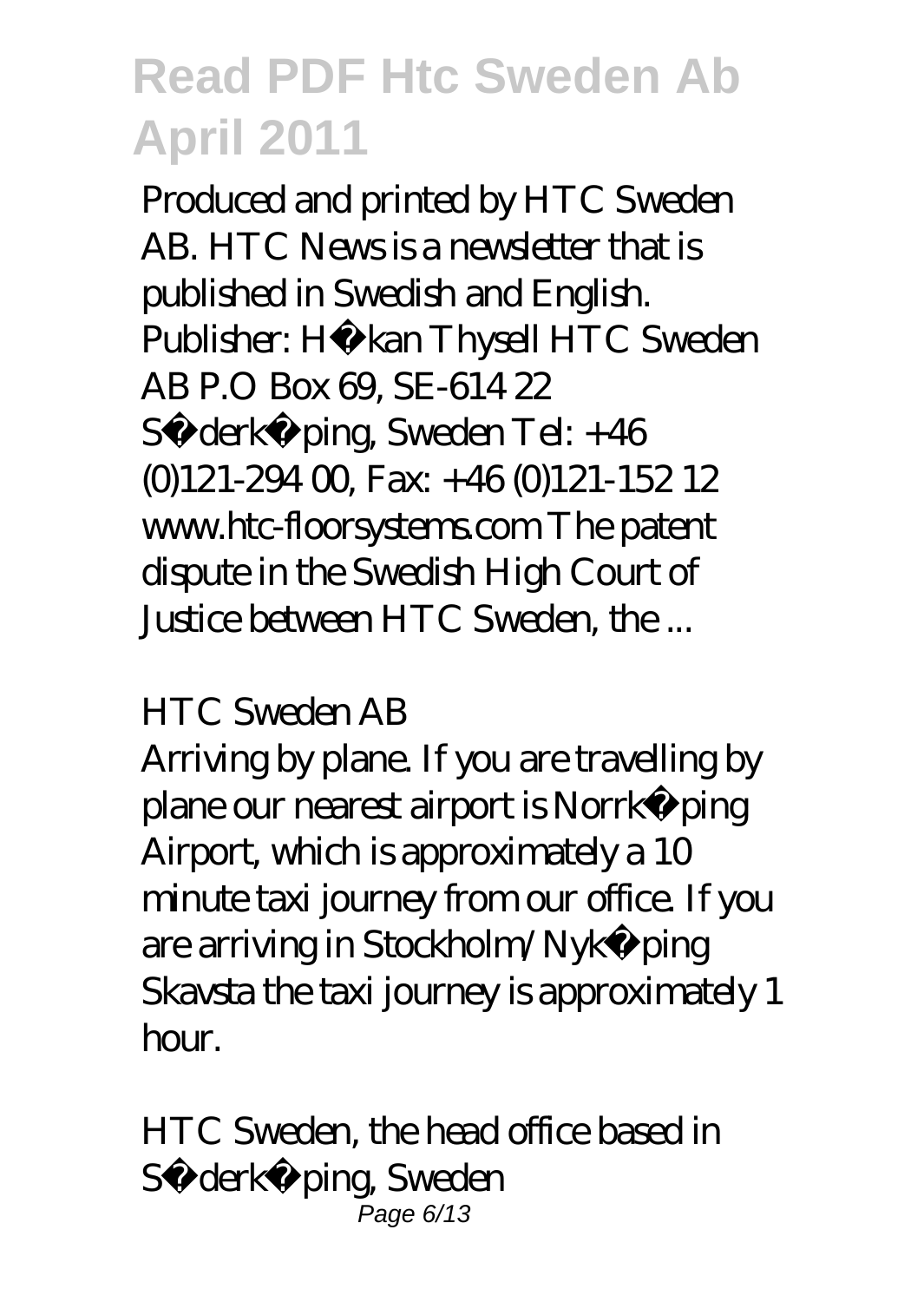Produced and printed by HTC Sweden AB. HTC News is a newsletter that is published in Swedish and English. Publisher: Håkan Thysell HTC Sweden AB P.O Box 69, SE-614 22 Söderköping, Sweden Tel: +46 (0)121-294 00, Fax: +46 (0)121-152 12 www.htc-floorsystems.com The patent dispute in the Swedish High Court of Justice between HTC Sweden, the ...

*HTC Sweden AB*

Arriving by plane. If you are travelling by plane our nearest airport is Norrköping Airport, which is approximately a 10 minute taxi journey from our office. If you are arriving in Stockholm/Nyköping Skavsta the taxi journey is approximately 1 hour.

*HTC Sweden, the head office based in Söderköping, Sweden*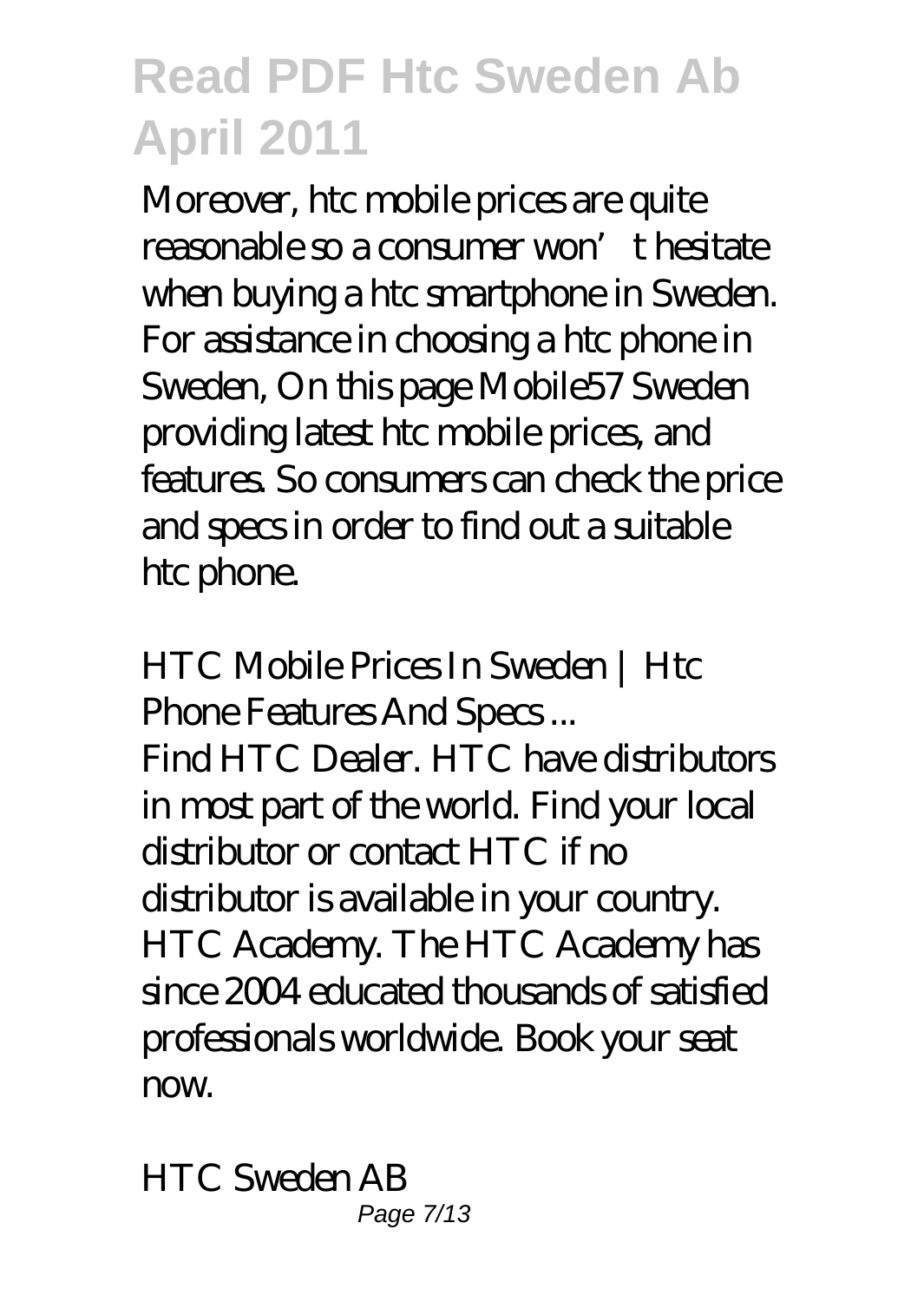Moreover, htc mobile prices are quite reasonable so a consumer won't hesitate when buying a htc smartphone in Sweden. For assistance in choosing a htc phone in Sweden, On this page Mobile57 Sweden providing latest htc mobile prices, and features. So consumers can check the price and specs in order to find out a suitable htc phone.

*HTC Mobile Prices In Sweden | Htc Phone Features And Specs ...*

Find HTC Dealer. HTC have distributors in most part of the world. Find your local distributor or contact HTC if no distributor is available in your country. HTC Academy. The HTC Academy has since 2004 educated thousands of satisfied professionals worldwide. Book your seat now.

*HTC Sweden AB*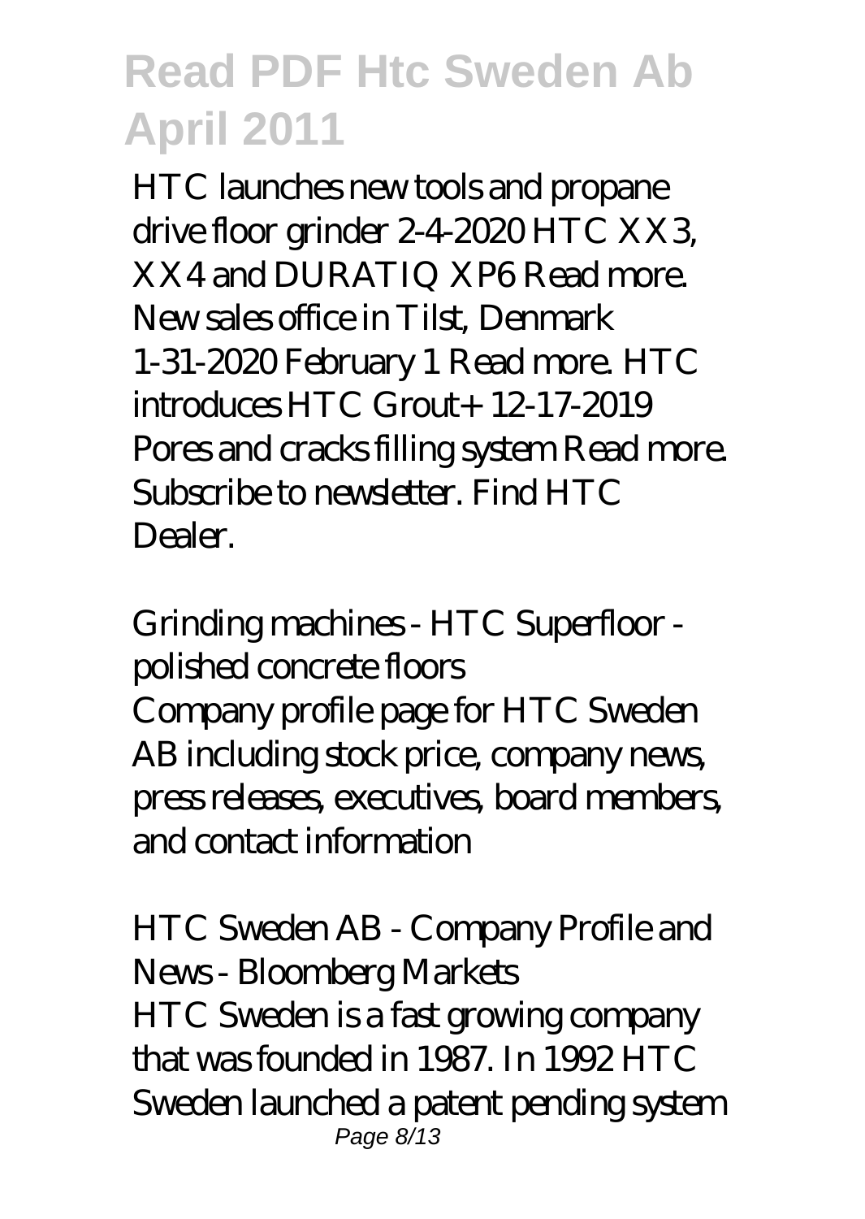HTC launches new tools and propane drive floor grinder 2-4-2020 HTC XX3, XX4 and DURATIQ XP6 Read more. New sales office in Tilst, Denmark 1-31-2020 February 1 Read more. HTC introduces HTC Grout+ 12-17-2019 Pores and cracks filling system Read more. Subscribe to newsletter. Find HTC Dealer.

*Grinding machines - HTC Superfloor - polished concrete floors*

Company profile page for HTC Sweden AB including stock price, company news, press releases, executives, board members, and contact information

*HTC Sweden AB - Company Profile and News - Bloomberg Markets*

HTC Sweden is a fast growing company that was founded in 1987. In 1992 HTC Sweden launched a patent pending system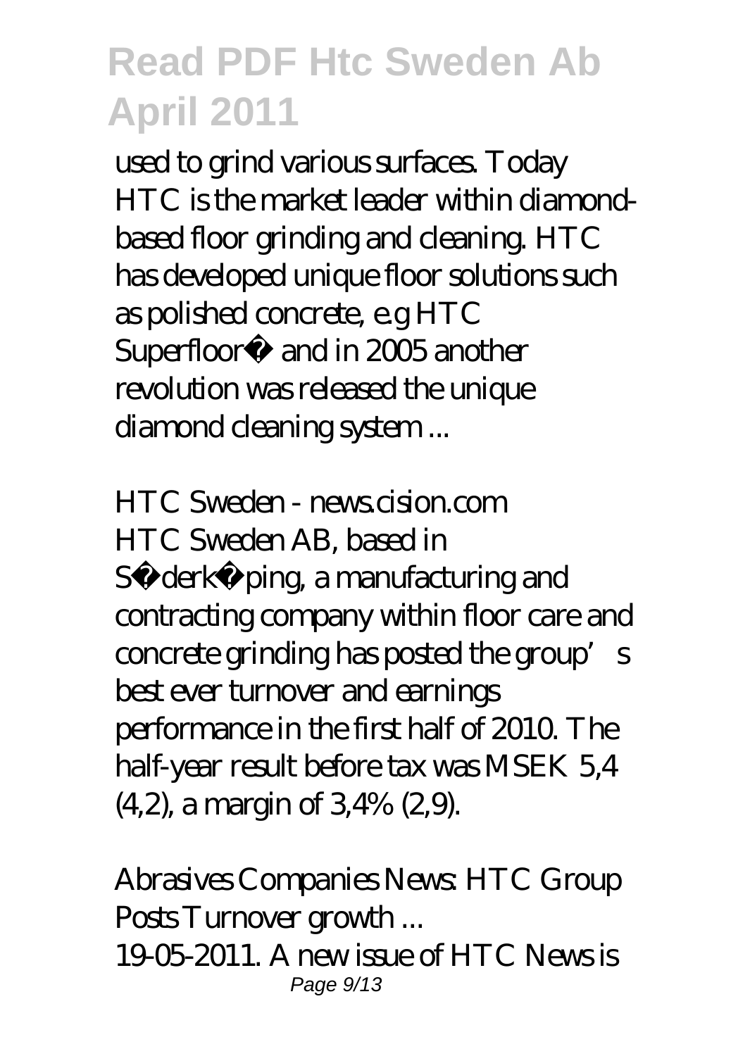used to grind various surfaces. Today HTC is the market leader within diamond-based floor grinding and cleaning. HTC has developed unique floor solutions such as polished concrete, e.g HTC Superfloor™ and in 2005 another revolution was released the unique diamond cleaning system ...

*HTC Sweden - news.cision.com*

HTC Sweden AB, based in Söderköping, a manufacturing and contracting company within floor care and concrete grinding has posted the group's best ever turnover and earnings performance in the first half of 2010. The half-year result before tax was MSEK 5,4 (4,2), a margin of 3,4% (2,9).

*Abrasives Companies News: HTC Group Posts Turnover growth ...*

19-05-2011. A new issue of HTC News is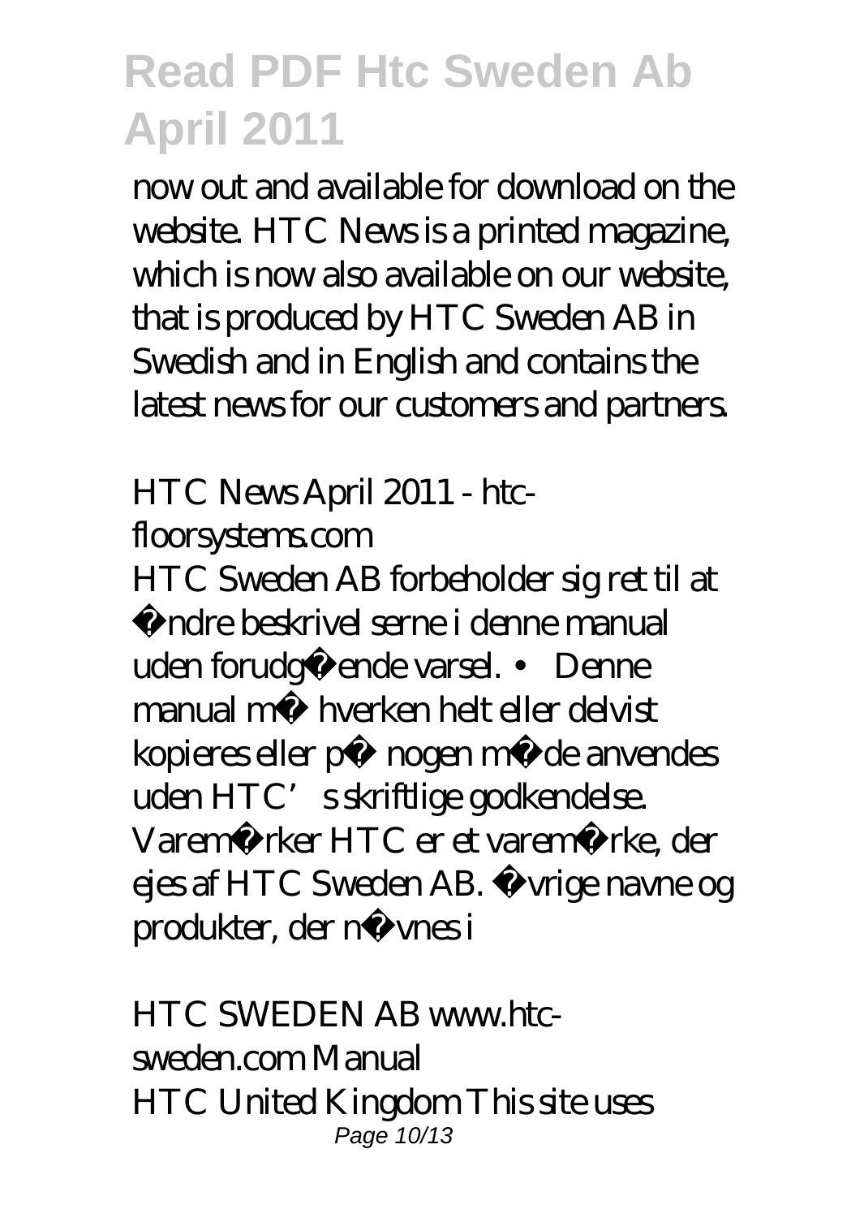now out and available for download on the website. HTC News is a printed magazine, which is now also available on our website, that is produced by HTC Sweden AB in Swedish and in English and contains the latest news for our customers and partners.

*HTC News April 2011 - htc-floorsystems.com*

HTC Sweden AB forbeholder sig ret til at ændre beskrivel serne i denne manual uden forudgående varsel. • Denne manual må hverken helt eller delvist kopieres eller på nogen måde anvendes uden HTC's skriftlige godkendelse. Varemærker HTC er et varemærke, der ejes af HTC Sweden AB. Øvrige navne og produkter, der nævnes i

*HTC SWEDEN AB www.htc-sweden.com Manual*

HTC United Kingdom This site uses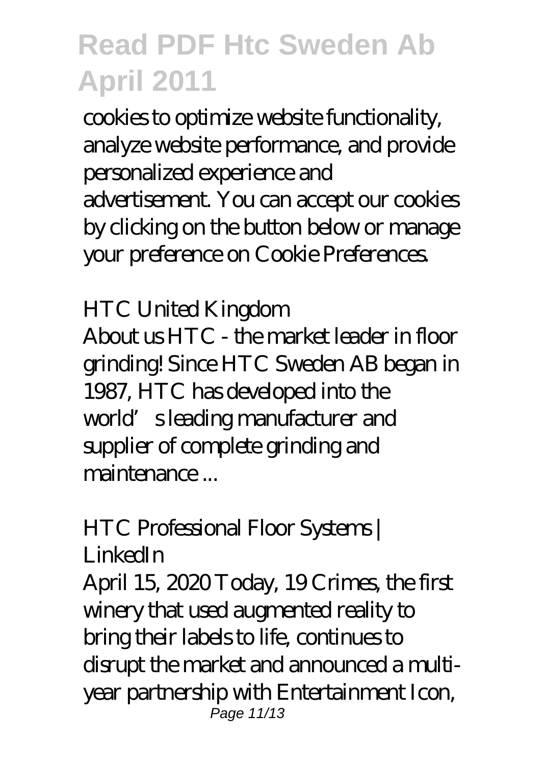cookies to optimize website functionality, analyze website performance, and provide personalized experience and advertisement. You can accept our cookies by clicking on the button below or manage your preference on Cookie Preferences.

*HTC United Kingdom*

About us HTC - the market leader in floor grinding! Since HTC Sweden AB began in 1987, HTC has developed into the world's leading manufacturer and supplier of complete grinding and maintenance ...

*HTC Professional Floor Systems | LinkedIn*

April 15, 2020 Today, 19 Crimes, the first winery that used augmented reality to bring their labels to life, continues to disrupt the market and announced a multi-year partnership with Entertainment Icon,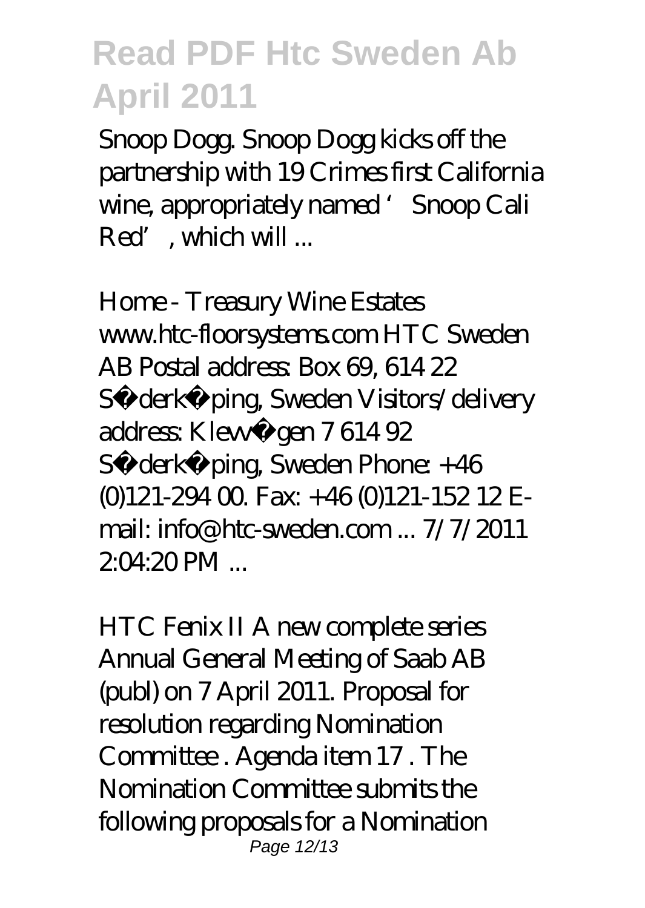Snoop Dogg. Snoop Dogg kicks off the partnership with 19 Crimes first California wine, appropriately named ' Snoop Cali Red' , which will ...

*Home - Treasury Wine Estates*
www.htc-floorsystems.com HTC Sweden AB Postal address: Box 69, 614 22 Söderköping, Sweden Visitors/delivery address: Klevvägen 7 614 92 Söderköping, Sweden Phone: +46 (0)121-294 00. Fax: +46 (0)121-152 12 E-mail: info@htc-sweden.com ... 7/7/2011 2:04:20 PM ...

*HTC Fenix II A new complete series*
Annual General Meeting of Saab AB (publ) on 7 April 2011. Proposal for resolution regarding Nomination Committee . Agenda item 17 . The Nomination Committee submits the following proposals for a Nomination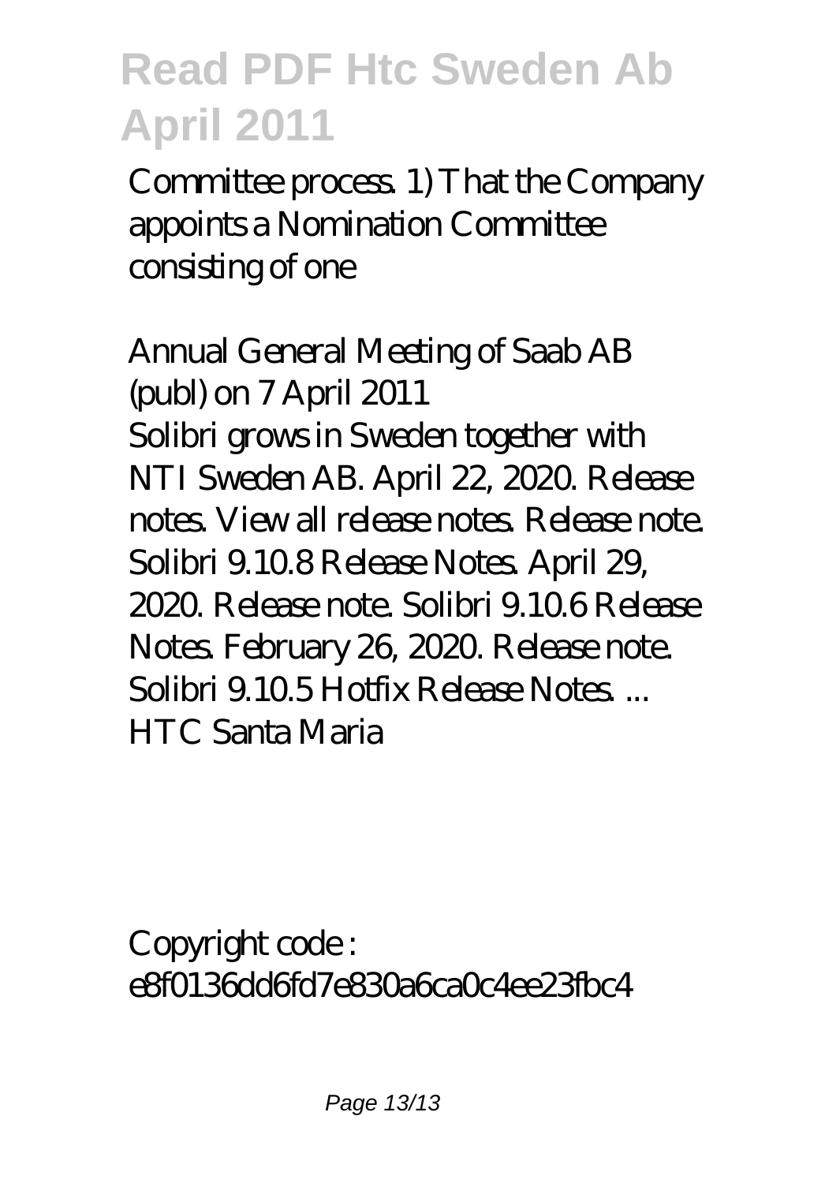Committee process. 1) That the Company appoints a Nomination Committee consisting of one

*Annual General Meeting of Saab AB (publ) on 7 April 2011*

Solibri grows in Sweden together with NTI Sweden AB. April 22, 2020. Release notes. View all release notes. Release note. Solibri 9.10.8 Release Notes. April 29, 2020. Release note. Solibri 9.10.6 Release Notes. February 26, 2020. Release note. Solibri 9.10.5 Hotfix Release Notes. ...

HTC Santa Maria

Copyright code : e8f0136dd6fd7e830a6ca0c4ee23fbc4